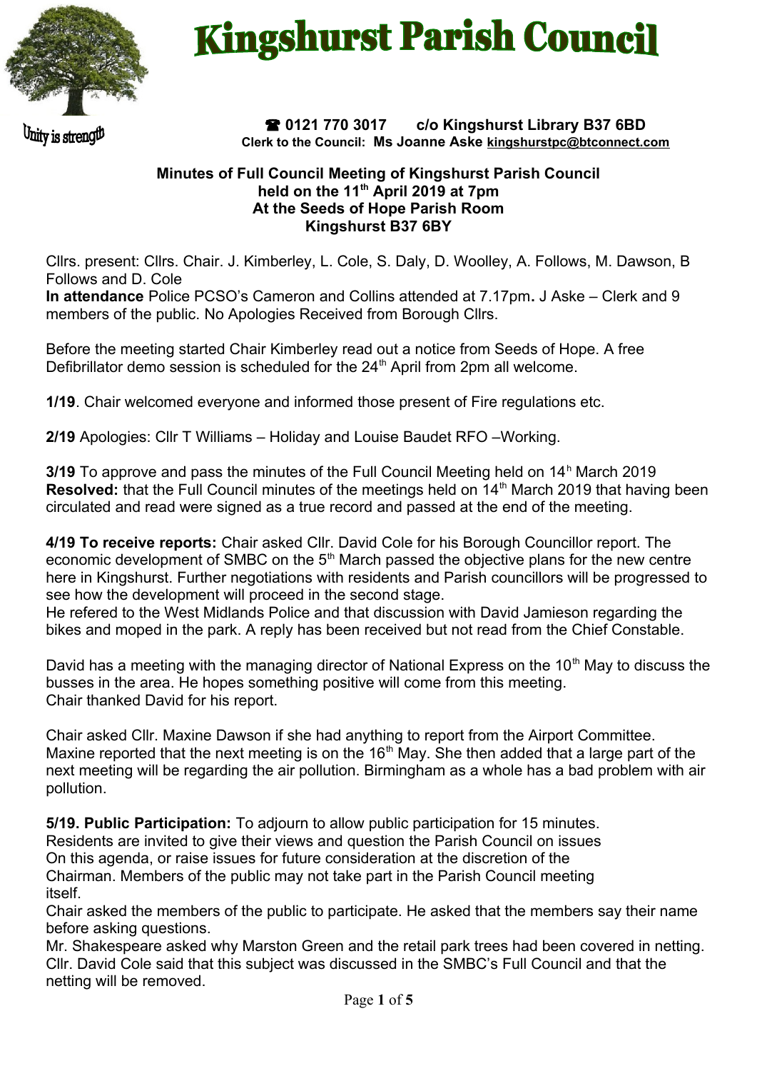# Kingshurst Parish Council

Unity is strength

☎ 0121 770 3017 c/o Kingshurst Library B37 6BD
Clerk to the Council: Ms Joanne Aske kingshurstpc@btconnect.com

**Minutes of Full Council Meeting of Kingshurst Parish Council**
**held on the 11th April 2019 at 7pm**
**At the Seeds of Hope Parish Room**
**Kingshurst B37 6BY**

Cllrs. present: Cllrs. Chair. J. Kimberley, L. Cole, S. Daly, D. Woolley, A. Follows, M. Dawson, B Follows and D. Cole
**In attendance** Police PCSO's Cameron and Collins attended at 7.17pm. J Aske – Clerk and 9 members of the public. No Apologies Received from Borough Cllrs.

Before the meeting started Chair Kimberley read out a notice from Seeds of Hope. A free Defibrillator demo session is scheduled for the 24th April from 2pm all welcome.

**1/19**. Chair welcomed everyone and informed those present of Fire regulations etc.

**2/19** Apologies: Cllr T Williams – Holiday and Louise Baudet RFO –Working.

**3/19** To approve and pass the minutes of the Full Council Meeting held on 14h March 2019
**Resolved:** that the Full Council minutes of the meetings held on 14th March 2019 that having been circulated and read were signed as a true record and passed at the end of the meeting.

**4/19 To receive reports:** Chair asked Cllr. David Cole for his Borough Councillor report. The economic development of SMBC on the 5th March passed the objective plans for the new centre here in Kingshurst. Further negotiations with residents and Parish councillors will be progressed to see how the development will proceed in the second stage.
He refered to the West Midlands Police and that discussion with David Jamieson regarding the bikes and moped in the park. A reply has been received but not read from the Chief Constable.

David has a meeting with the managing director of National Express on the 10th May to discuss the busses in the area. He hopes something positive will come from this meeting.
Chair thanked David for his report.

Chair asked Cllr. Maxine Dawson if she had anything to report from the Airport Committee. Maxine reported that the next meeting is on the 16th May. She then added that a large part of the next meeting will be regarding the air pollution. Birmingham as a whole has a bad problem with air pollution.

**5/19. Public Participation:** To adjourn to allow public participation for 15 minutes.
Residents are invited to give their views and question the Parish Council on issues
On this agenda, or raise issues for future consideration at the discretion of the
Chairman. Members of the public may not take part in the Parish Council meeting
itself.
Chair asked the members of the public to participate. He asked that the members say their name before asking questions.
Mr. Shakespeare asked why Marston Green and the retail park trees had been covered in netting. Cllr. David Cole said that this subject was discussed in the SMBC's Full Council and that the netting will be removed.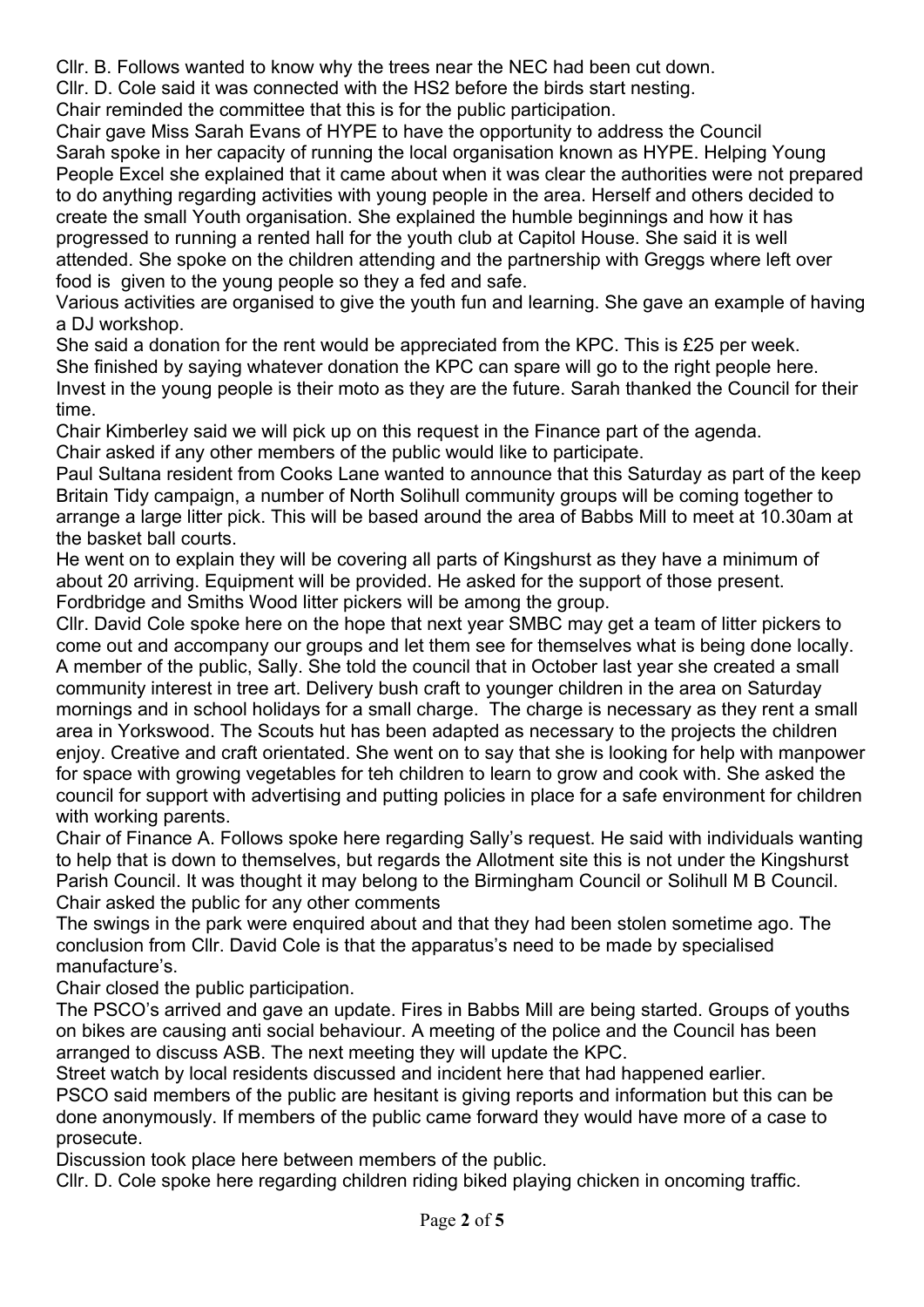Cllr. B. Follows wanted to know why the trees near the NEC had been cut down.

Cllr. D. Cole said it was connected with the HS2 before the birds start nesting.

Chair reminded the committee that this is for the public participation.

Chair gave Miss Sarah Evans of HYPE to have the opportunity to address the Council

Sarah spoke in her capacity of running the local organisation known as HYPE. Helping Young People Excel she explained that it came about when it was clear the authorities were not prepared to do anything regarding activities with young people in the area. Herself and others decided to create the small Youth organisation. She explained the humble beginnings and how it has progressed to running a rented hall for the youth club at Capitol House. She said it is well attended. She spoke on the children attending and the partnership with Greggs where left over food is given to the young people so they a fed and safe.

Various activities are organised to give the youth fun and learning. She gave an example of having a DJ workshop.

She said a donation for the rent would be appreciated from the KPC. This is £25 per week.

She finished by saying whatever donation the KPC can spare will go to the right people here. Invest in the young people is their moto as they are the future. Sarah thanked the Council for their time.

Chair Kimberley said we will pick up on this request in the Finance part of the agenda.

Chair asked if any other members of the public would like to participate.

Paul Sultana resident from Cooks Lane wanted to announce that this Saturday as part of the keep Britain Tidy campaign, a number of North Solihull community groups will be coming together to arrange a large litter pick. This will be based around the area of Babbs Mill to meet at 10.30am at the basket ball courts.

He went on to explain they will be covering all parts of Kingshurst as they have a minimum of about 20 arriving. Equipment will be provided. He asked for the support of those present. Fordbridge and Smiths Wood litter pickers will be among the group.

Cllr. David Cole spoke here on the hope that next year SMBC may get a team of litter pickers to come out and accompany our groups and let them see for themselves what is being done locally.

A member of the public, Sally. She told the council that in October last year she created a small community interest in tree art. Delivery bush craft to younger children in the area on Saturday mornings and in school holidays for a small charge. The charge is necessary as they rent a small area in Yorkswood. The Scouts hut has been adapted as necessary to the projects the children enjoy. Creative and craft orientated. She went on to say that she is looking for help with manpower for space with growing vegetables for teh children to learn to grow and cook with. She asked the council for support with advertising and putting policies in place for a safe environment for children with working parents.

Chair of Finance A. Follows spoke here regarding Sally's request. He said with individuals wanting to help that is down to themselves, but regards the Allotment site this is not under the Kingshurst Parish Council. It was thought it may belong to the Birmingham Council or Solihull M B Council.

Chair asked the public for any other comments

The swings in the park were enquired about and that they had been stolen sometime ago. The conclusion from Cllr. David Cole is that the apparatus's need to be made by specialised manufacture's.

Chair closed the public participation.

The PSCO's arrived and gave an update. Fires in Babbs Mill are being started. Groups of youths on bikes are causing anti social behaviour. A meeting of the police and the Council has been arranged to discuss ASB. The next meeting they will update the KPC.

Street watch by local residents discussed and incident here that had happened earlier.

PSCO said members of the public are hesitant is giving reports and information but this can be done anonymously. If members of the public came forward they would have more of a case to prosecute.

Discussion took place here between members of the public.

Cllr. D. Cole spoke here regarding children riding biked playing chicken in oncoming traffic.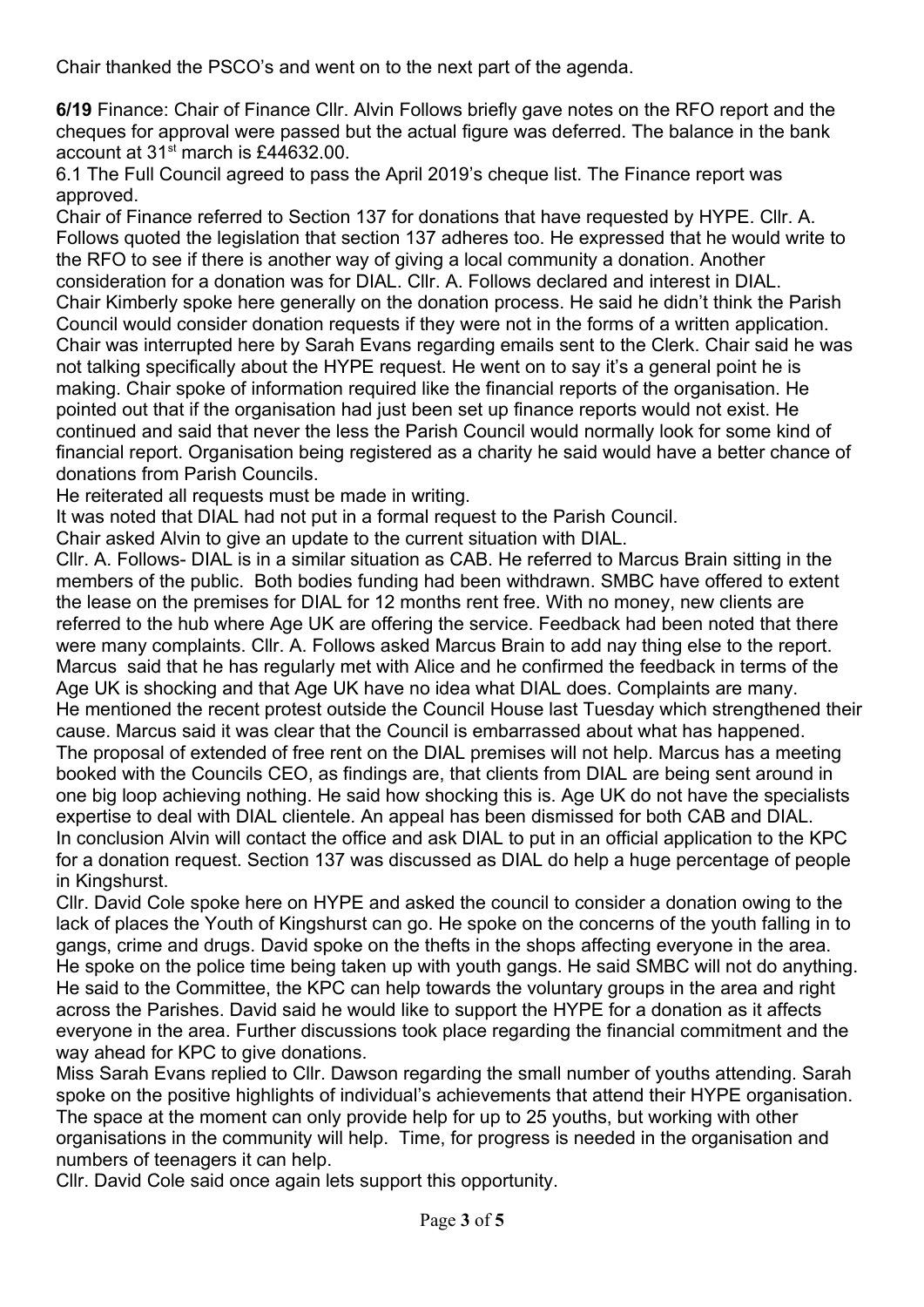Chair thanked the PSCO's and went on to the next part of the agenda.

**6/19** Finance: Chair of Finance Cllr. Alvin Follows briefly gave notes on the RFO report and the cheques for approval were passed but the actual figure was deferred. The balance in the bank account at 31st march is £44632.00.

6.1 The Full Council agreed to pass the April 2019's cheque list. The Finance report was approved.

Chair of Finance referred to Section 137 for donations that have requested by HYPE. Cllr. A. Follows quoted the legislation that section 137 adheres too. He expressed that he would write to the RFO to see if there is another way of giving a local community a donation. Another consideration for a donation was for DIAL. Cllr. A. Follows declared and interest in DIAL.

Chair Kimberly spoke here generally on the donation process. He said he didn't think the Parish Council would consider donation requests if they were not in the forms of a written application. Chair was interrupted here by Sarah Evans regarding emails sent to the Clerk. Chair said he was not talking specifically about the HYPE request. He went on to say it's a general point he is making. Chair spoke of information required like the financial reports of the organisation. He pointed out that if the organisation had just been set up finance reports would not exist. He continued and said that never the less the Parish Council would normally look for some kind of financial report. Organisation being registered as a charity he said would have a better chance of donations from Parish Councils.

He reiterated all requests must be made in writing.

It was noted that DIAL had not put in a formal request to the Parish Council.

Chair asked Alvin to give an update to the current situation with DIAL.

Cllr. A. Follows- DIAL is in a similar situation as CAB. He referred to Marcus Brain sitting in the members of the public. Both bodies funding had been withdrawn. SMBC have offered to extent the lease on the premises for DIAL for 12 months rent free. With no money, new clients are referred to the hub where Age UK are offering the service. Feedback had been noted that there were many complaints. Cllr. A. Follows asked Marcus Brain to add nay thing else to the report. Marcus said that he has regularly met with Alice and he confirmed the feedback in terms of the Age UK is shocking and that Age UK have no idea what DIAL does. Complaints are many. He mentioned the recent protest outside the Council House last Tuesday which strengthened their cause. Marcus said it was clear that the Council is embarrassed about what has happened. The proposal of extended of free rent on the DIAL premises will not help. Marcus has a meeting booked with the Councils CEO, as findings are, that clients from DIAL are being sent around in one big loop achieving nothing. He said how shocking this is. Age UK do not have the specialists expertise to deal with DIAL clientele. An appeal has been dismissed for both CAB and DIAL. In conclusion Alvin will contact the office and ask DIAL to put in an official application to the KPC for a donation request. Section 137 was discussed as DIAL do help a huge percentage of people in Kingshurst.

Cllr. David Cole spoke here on HYPE and asked the council to consider a donation owing to the lack of places the Youth of Kingshurst can go. He spoke on the concerns of the youth falling in to gangs, crime and drugs. David spoke on the thefts in the shops affecting everyone in the area. He spoke on the police time being taken up with youth gangs. He said SMBC will not do anything. He said to the Committee, the KPC can help towards the voluntary groups in the area and right across the Parishes. David said he would like to support the HYPE for a donation as it affects everyone in the area. Further discussions took place regarding the financial commitment and the way ahead for KPC to give donations.

Miss Sarah Evans replied to Cllr. Dawson regarding the small number of youths attending. Sarah spoke on the positive highlights of individual's achievements that attend their HYPE organisation. The space at the moment can only provide help for up to 25 youths, but working with other organisations in the community will help. Time, for progress is needed in the organisation and numbers of teenagers it can help.

Cllr. David Cole said once again lets support this opportunity.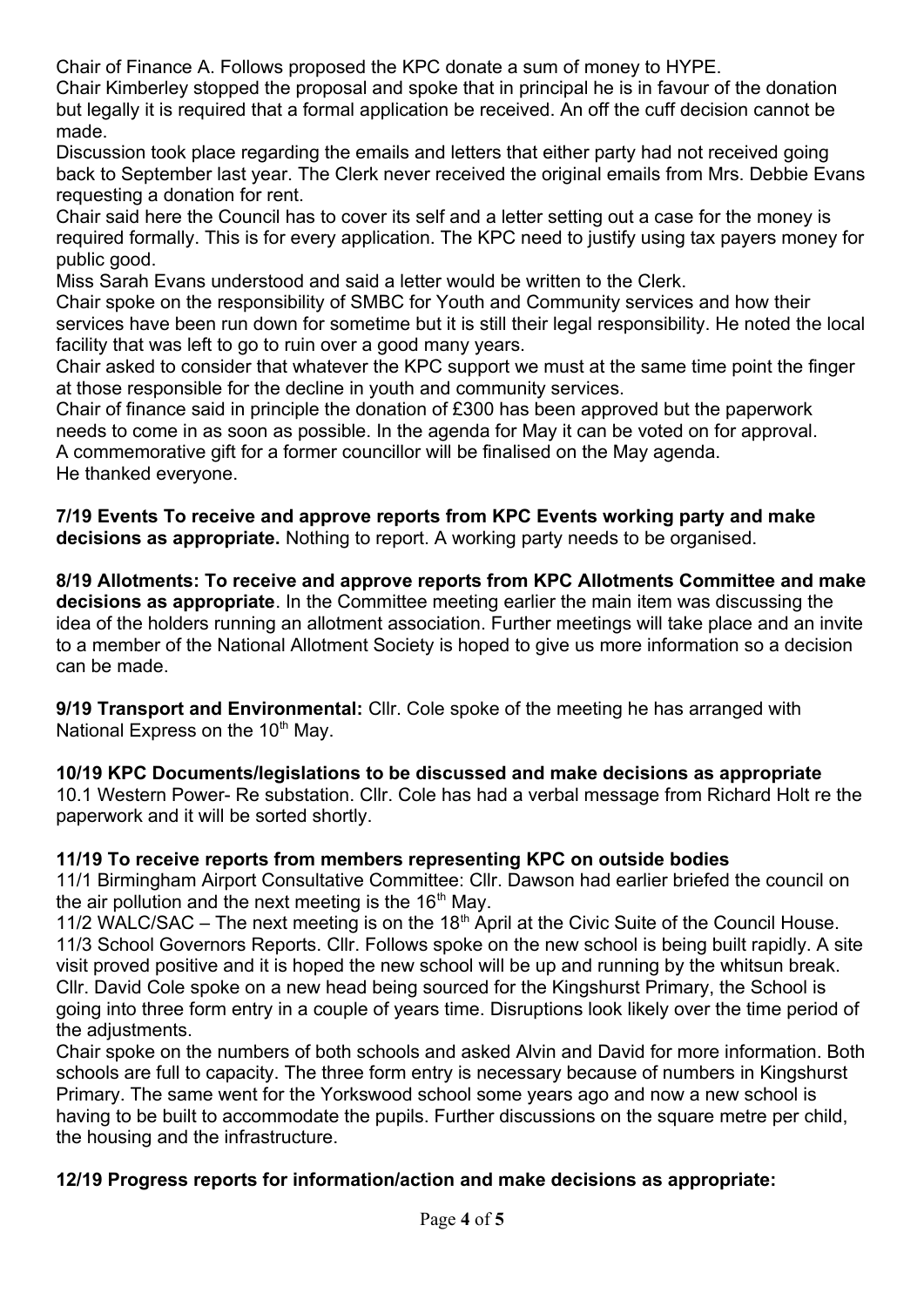Chair of Finance A. Follows proposed the KPC donate a sum of money to HYPE.
Chair Kimberley stopped the proposal and spoke that in principal he is in favour of the donation but legally it is required that a formal application be received. An off the cuff decision cannot be made.
Discussion took place regarding the emails and letters that either party had not received going back to September last year. The Clerk never received the original emails from Mrs. Debbie Evans requesting a donation for rent.
Chair said here the Council has to cover its self and a letter setting out a case for the money is required formally. This is for every application. The KPC need to justify using tax payers money for public good.
Miss Sarah Evans understood and said a letter would be written to the Clerk.
Chair spoke on the responsibility of SMBC for Youth and Community services and how their services have been run down for sometime but it is still their legal responsibility. He noted the local facility that was left to go to ruin over a good many years.
Chair asked to consider that whatever the KPC support we must at the same time point the finger at those responsible for the decline in youth and community services.
Chair of finance said in principle the donation of £300 has been approved but the paperwork needs to come in as soon as possible. In the agenda for May it can be voted on for approval.
A commemorative gift for a former councillor will be finalised on the May agenda.
He thanked everyone.

**7/19 Events To receive and approve reports from KPC Events working party and make decisions as appropriate.** Nothing to report. A working party needs to be organised.

**8/19 Allotments: To receive and approve reports from KPC Allotments Committee and make decisions as appropriate**. In the Committee meeting earlier the main item was discussing the idea of the holders running an allotment association. Further meetings will take place and an invite to a member of the National Allotment Society is hoped to give us more information so a decision can be made.

**9/19 Transport and Environmental:** Cllr. Cole spoke of the meeting he has arranged with National Express on the 10th May.

**10/19 KPC Documents/legislations to be discussed and make decisions as appropriate**
10.1 Western Power- Re substation. Cllr. Cole has had a verbal message from Richard Holt re the paperwork and it will be sorted shortly.

**11/19 To receive reports from members representing KPC on outside bodies**
11/1 Birmingham Airport Consultative Committee: Cllr. Dawson had earlier briefed the council on the air pollution and the next meeting is the 16th May.
11/2 WALC/SAC – The next meeting is on the 18th April at the Civic Suite of the Council House.
11/3 School Governors Reports. Cllr. Follows spoke on the new school is being built rapidly. A site visit proved positive and it is hoped the new school will be up and running by the whitsun break.
Cllr. David Cole spoke on a new head being sourced for the Kingshurst Primary, the School is going into three form entry in a couple of years time. Disruptions look likely over the time period of the adjustments.
Chair spoke on the numbers of both schools and asked Alvin and David for more information. Both schools are full to capacity. The three form entry is necessary because of numbers in Kingshurst Primary. The same went for the Yorkswood school some years ago and now a new school is having to be built to accommodate the pupils. Further discussions on the square metre per child, the housing and the infrastructure.

**12/19 Progress reports for information/action and make decisions as appropriate:**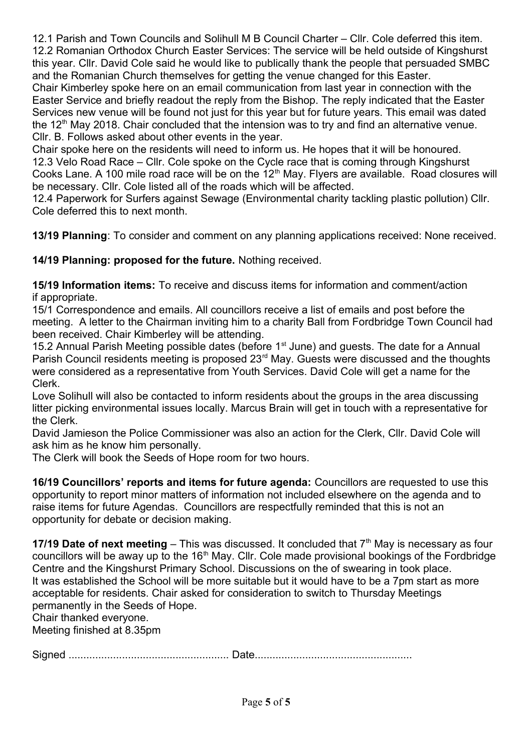12.1 Parish and Town Councils and Solihull M B Council Charter – Cllr. Cole deferred this item.
12.2 Romanian Orthodox Church Easter Services: The service will be held outside of Kingshurst this year. Cllr. David Cole said he would like to publically thank the people that persuaded SMBC and the Romanian Church themselves for getting the venue changed for this Easter.
Chair Kimberley spoke here on an email communication from last year in connection with the Easter Service and briefly readout the reply from the Bishop. The reply indicated that the Easter Services new venue will be found not just for this year but for future years. This email was dated the 12th May 2018. Chair concluded that the intension was to try and find an alternative venue.
Cllr. B. Follows asked about other events in the year.
Chair spoke here on the residents will need to inform us. He hopes that it will be honoured.
12.3 Velo Road Race – Cllr. Cole spoke on the Cycle race that is coming through Kingshurst Cooks Lane. A 100 mile road race will be on the 12th May. Flyers are available. Road closures will be necessary. Cllr. Cole listed all of the roads which will be affected.
12.4 Paperwork for Surfers against Sewage (Environmental charity tackling plastic pollution) Cllr. Cole deferred this to next month.

**13/19 Planning**: To consider and comment on any planning applications received: None received.

**14/19 Planning: proposed for the future.** Nothing received.

**15/19 Information items:** To receive and discuss items for information and comment/action if appropriate.
15/1 Correspondence and emails. All councillors receive a list of emails and post before the meeting. A letter to the Chairman inviting him to a charity Ball from Fordbridge Town Council had been received. Chair Kimberley will be attending.
15.2 Annual Parish Meeting possible dates (before 1st June) and guests. The date for a Annual Parish Council residents meeting is proposed 23rd May. Guests were discussed and the thoughts were considered as a representative from Youth Services. David Cole will get a name for the Clerk.
Love Solihull will also be contacted to inform residents about the groups in the area discussing litter picking environmental issues locally. Marcus Brain will get in touch with a representative for the Clerk.
David Jamieson the Police Commissioner was also an action for the Clerk, Cllr. David Cole will ask him as he know him personally.
The Clerk will book the Seeds of Hope room for two hours.

**16/19 Councillors' reports and items for future agenda:** Councillors are requested to use this opportunity to report minor matters of information not included elsewhere on the agenda and to raise items for future Agendas. Councillors are respectfully reminded that this is not an opportunity for debate or decision making.

**17/19 Date of next meeting** – This was discussed. It concluded that 7th May is necessary as four councillors will be away up to the 16th May. Cllr. Cole made provisional bookings of the Fordbridge Centre and the Kingshurst Primary School. Discussions on the of swearing in took place.
It was established the School will be more suitable but it would have to be a 7pm start as more acceptable for residents. Chair asked for consideration to switch to Thursday Meetings permanently in the Seeds of Hope.
Chair thanked everyone.
Meeting finished at 8.35pm

Signed ...................................................... Date....................................................